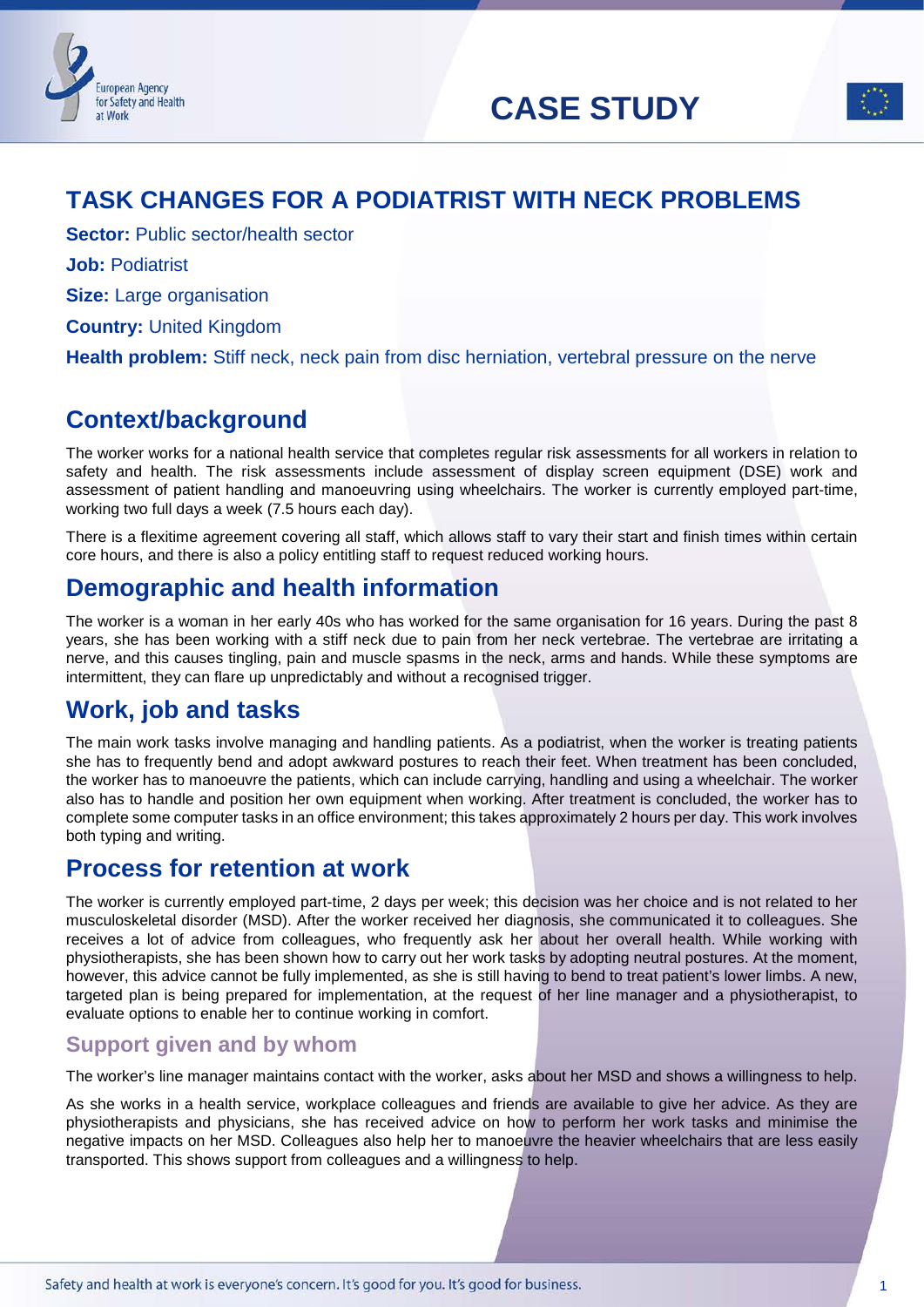CASE STUDY

# TASK CHANGES FOR A PODIATRIST WITH NECK PROBLEMS

**Sector:** Public sector/health sector

**Job:** Podiatrist

**Size:** Large organisation

**Country:** United Kingdom

**Health problem:** Stiff neck, neck pain from disc herniation, vertebral pressure on the nerve

## Context/background

The worker works for a national health service that completes regular risk assessments for all workers in relation to safety and health. The risk assessments include assessment of display screen equipment (DSE) work and assessment of patient handling and manoeuvring using wheelchairs. The worker is currently employed part-time, working two full days a week (7.5 hours each day).

There is a flexitime agreement covering all staff, which allows staff to vary their start and finish times within certain core hours, and there is also a policy entitling staff to request reduced working hours.

## Demographic and health information

The worker is a woman in her early 40s who has worked for the same organisation for 16 years. During the past 8 years, she has been working with a stiff neck due to pain from her neck vertebrae. The vertebrae are irritating a nerve, and this causes tingling, pain and muscle spasms in the neck, arms and hands. While these symptoms are intermittent, they can flare up unpredictably and without a recognised trigger.

## Work, job and tasks

The main work tasks involve managing and handling patients. As a podiatrist, when the worker is treating patients she has to frequently bend and adopt awkward postures to reach their feet. When treatment has been concluded, the worker has to manoeuvre the patients, which can include carrying, handling and using a wheelchair. The worker also has to handle and position her own equipment when working. After treatment is concluded, the worker has to complete some computer tasks in an office environment; this takes approximately 2 hours per day. This work involves both typing and writing.

## Process for retention at work

The worker is currently employed part-time, 2 days per week; this decision was her choice and is not related to her musculoskeletal disorder (MSD). After the worker received her diagnosis, she communicated it to colleagues. She receives a lot of advice from colleagues, who frequently ask her about her overall health. While working with physiotherapists, she has been shown how to carry out her work tasks by adopting neutral postures. At the moment, however, this advice cannot be fully implemented, as she is still having to bend to treat patient's lower limbs. A new, targeted plan is being prepared for implementation, at the request of her line manager and a physiotherapist, to evaluate options to enable her to continue working in comfort.

### Support given and by whom

The worker's line manager maintains contact with the worker, asks about her MSD and shows a willingness to help.

As she works in a health service, workplace colleagues and friends are available to give her advice. As they are physiotherapists and physicians, she has received advice on how to perform her work tasks and minimise the negative impacts on her MSD. Colleagues also help her to manoeuvre the heavier wheelchairs that are less easily transported. This shows support from colleagues and a willingness to help.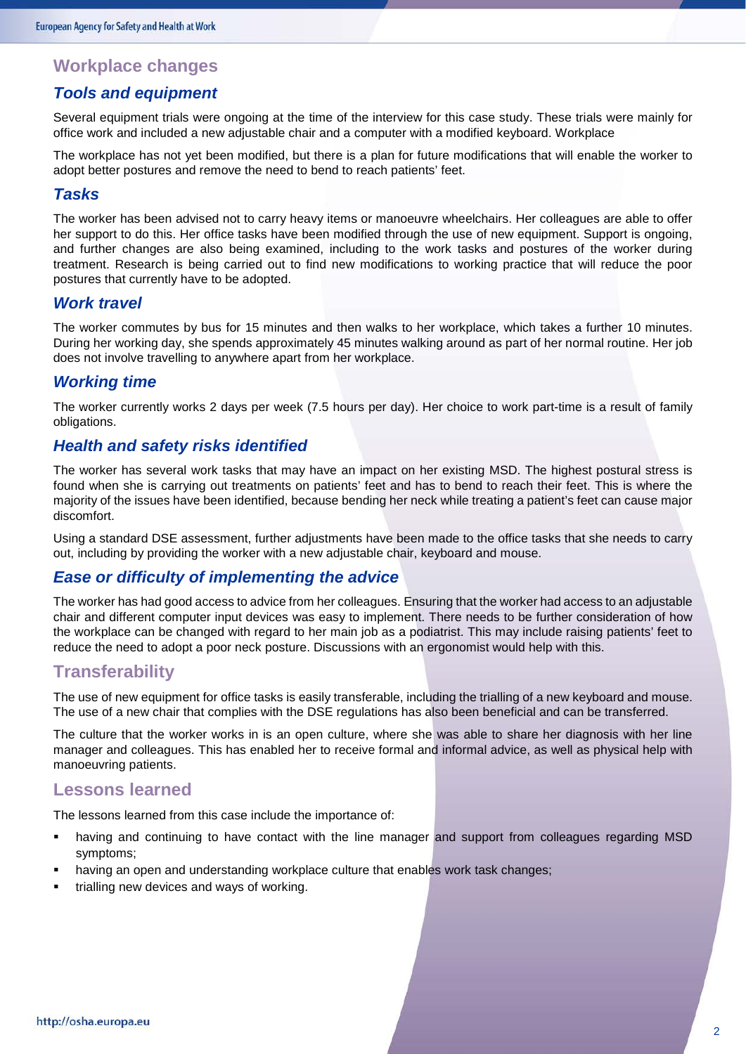## Workplace changes

### Tools and equipment

Several equipment trials were ongoing at the time of the interview for this case study. These trials were mainly for office work and included a new adjustable chair and a computer with a modified keyboard. Workplace

The workplace has not yet been modified, but there is a plan for future modifications that will enable the worker to adopt better postures and remove the need to bend to reach patients' feet.

### Tasks

The worker has been advised not to carry heavy items or manoeuvre wheelchairs. Her colleagues are able to offer her support to do this. Her office tasks have been modified through the use of new equipment. Support is ongoing, and further changes are also being examined, including to the work tasks and postures of the worker during treatment. Research is being carried out to find new modifications to working practice that will reduce the poor postures that currently have to be adopted.

### Work travel

The worker commutes by bus for 15 minutes and then walks to her workplace, which takes a further 10 minutes. During her working day, she spends approximately 45 minutes walking around as part of her normal routine. Her job does not involve travelling to anywhere apart from her workplace.

### Working time

The worker currently works 2 days per week (7.5 hours per day). Her choice to work part-time is a result of family obligations.

### Health and safety risks identified

The worker has several work tasks that may have an impact on her existing MSD. The highest postural stress is found when she is carrying out treatments on patients' feet and has to bend to reach their feet. This is where the majority of the issues have been identified, because bending her neck while treating a patient's feet can cause major discomfort.

Using a standard DSE assessment, further adjustments have been made to the office tasks that she needs to carry out, including by providing the worker with a new adjustable chair, keyboard and mouse.

### Ease or difficulty of implementing the advice

The worker has had good access to advice from her colleagues. Ensuring that the worker had access to an adjustable chair and different computer input devices was easy to implement. There needs to be further consideration of how the workplace can be changed with regard to her main job as a podiatrist. This may include raising patients' feet to reduce the need to adopt a poor neck posture. Discussions with an ergonomist would help with this.

## Transferability

The use of new equipment for office tasks is easily transferable, including the trialling of a new keyboard and mouse. The use of a new chair that complies with the DSE regulations has also been beneficial and can be transferred.

The culture that the worker works in is an open culture, where she was able to share her diagnosis with her line manager and colleagues. This has enabled her to receive formal and informal advice, as well as physical help with manoeuvring patients.

## Lessons learned

The lessons learned from this case include the importance of:

- having and continuing to have contact with the line manager and support from colleagues regarding MSD symptoms;
- having an open and understanding workplace culture that enables work task changes;
- trialling new devices and ways of working.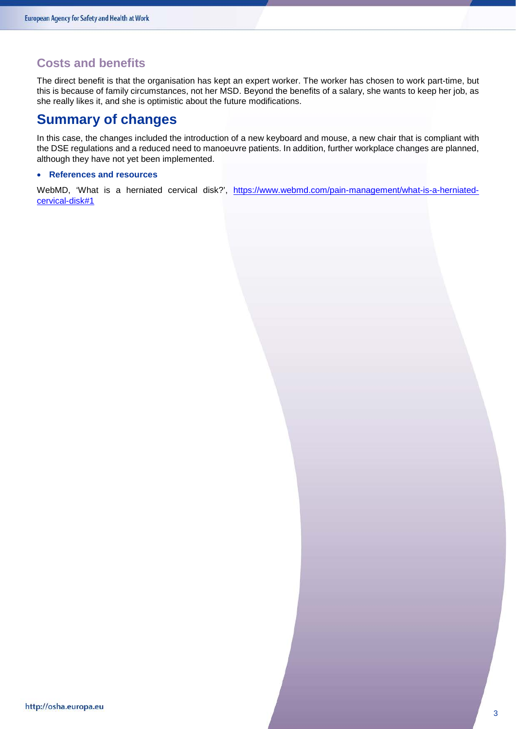### Costs and benefits

The direct benefit is that the organisation has kept an expert worker. The worker has chosen to work part-time, but this is because of family circumstances, not her MSD. Beyond the benefits of a salary, she wants to keep her job, as she really likes it, and she is optimistic about the future modifications.

## Summary of changes

In this case, the changes included the introduction of a new keyboard and mouse, a new chair that is compliant with the DSE regulations and a reduced need to manoeuvre patients. In addition, further workplace changes are planned, although they have not yet been implemented.

- **References and resources**

WebMD, 'What is a herniated cervical disk?', https://www.webmd.com/pain-management/what-is-a-herniated-cervical-disk#1